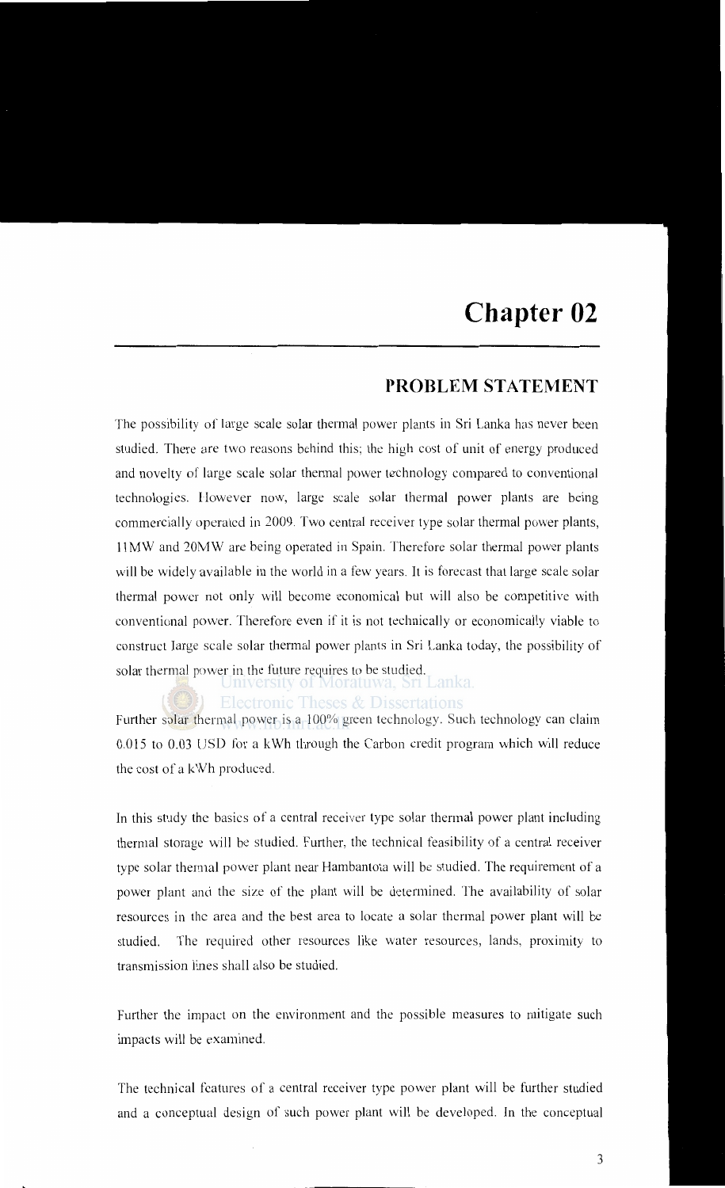# Chapter 02

## PROBLEM STATEMENT

The possibility of large scale solar thermal power plants in Sri Lanka has never been studied. There are two reasons behind this; the high cost of unit of energy produced and novelty of large scale solar thermal power technology compared to conventional technologies. However now, large scale solar thermal power plants are being commercially operated in 2009. Two central receiver type solar thermal power plants, 11MW and 20MW are being operated in Spain. Therefore solar thermal power plants will be widely available in the world in a few years. It is forecast that large scale solar thermal power not only will become economical but will also be competitive with conventional power. Therefore even if it is not technically or economically viable to construct large scale solar thermal power plants in Sri Lanka today, the possibility of solar thermal power in the future requires to be studied.

Further solar thermal power is a 100% green technology. Such technology can claim 0.015 to 0.03 USD for a kWh through the Carbon credit program which will reduce the cost of a kWh produced.

In this study the basics of a central receiver type solar thermal power plant including thermal storage will be studied. Further, the technical feasibility of a central receiver type solar thermal power plant near Hambantota will be studied. The requirement of a power plant and the size of the plant will be determined. The availability of solar resources in the area and the best area to locate a solar thermal power plant will be studied. The required other resources like water resources, lands, proximity to transmission lines shall also be studied.

Further the impact on the environment and the possible measures to mitigate such impacts will be examined.

The technical features of a central receiver type power plant will be further studied and a conceptual design of such power plant will be developed. In the conceptual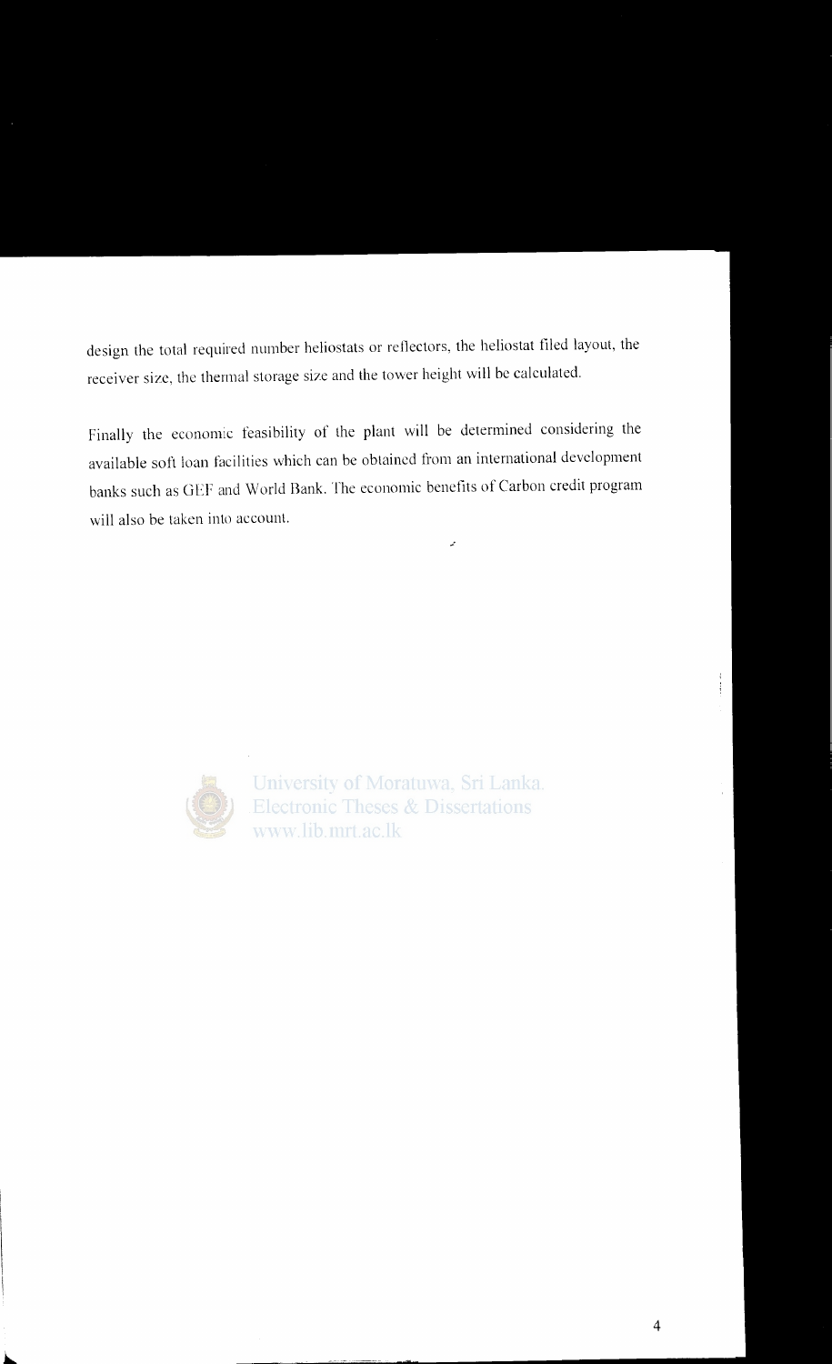design the total required number heliostats or reflectors, the heliostat filed layout, the receiver size, the thermal storage size and the tower height will be calculated.

Finally the economic feasibility of the plant will be determined considering the available soft loan facilities which can be obtained from an international development banks such as GEF and World Bank. The economic benefits of Carbon credit program will also be taken into account.